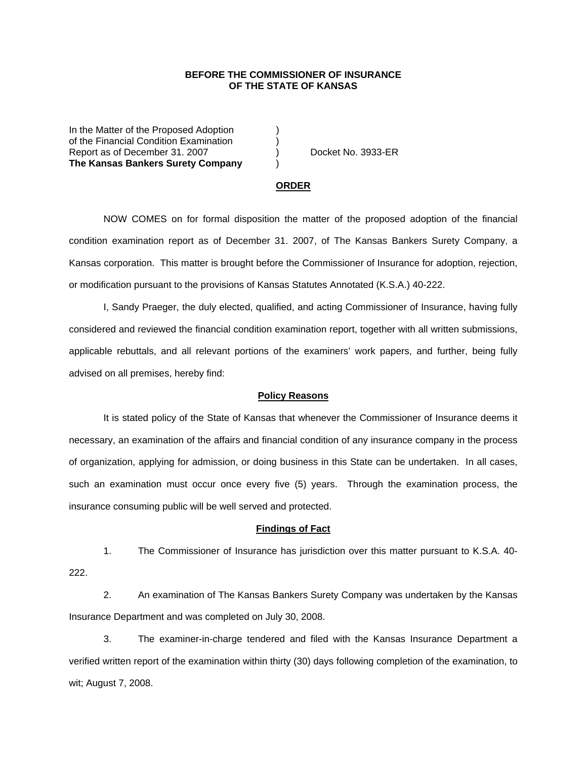**BEFORE THE COMMISSIONER OF INSURANCE**
**OF THE STATE OF KANSAS**

In the Matter of the Proposed Adoption )
of the Financial Condition Examination )
Report as of December 31. 2007 ) Docket No. 3933-ER
**The Kansas Bankers Surety Company** )

## ORDER

NOW COMES on for formal disposition the matter of the proposed adoption of the financial condition examination report as of December 31. 2007, of The Kansas Bankers Surety Company, a Kansas corporation. This matter is brought before the Commissioner of Insurance for adoption, rejection, or modification pursuant to the provisions of Kansas Statutes Annotated (K.S.A.) 40-222.

I, Sandy Praeger, the duly elected, qualified, and acting Commissioner of Insurance, having fully considered and reviewed the financial condition examination report, together with all written submissions, applicable rebuttals, and all relevant portions of the examiners' work papers, and further, being fully advised on all premises, hereby find:

### Policy Reasons

It is stated policy of the State of Kansas that whenever the Commissioner of Insurance deems it necessary, an examination of the affairs and financial condition of any insurance company in the process of organization, applying for admission, or doing business in this State can be undertaken. In all cases, such an examination must occur once every five (5) years. Through the examination process, the insurance consuming public will be well served and protected.

### Findings of Fact

1. The Commissioner of Insurance has jurisdiction over this matter pursuant to K.S.A. 40-222.

2. An examination of The Kansas Bankers Surety Company was undertaken by the Kansas Insurance Department and was completed on July 30, 2008.

3. The examiner-in-charge tendered and filed with the Kansas Insurance Department a verified written report of the examination within thirty (30) days following completion of the examination, to wit; August 7, 2008.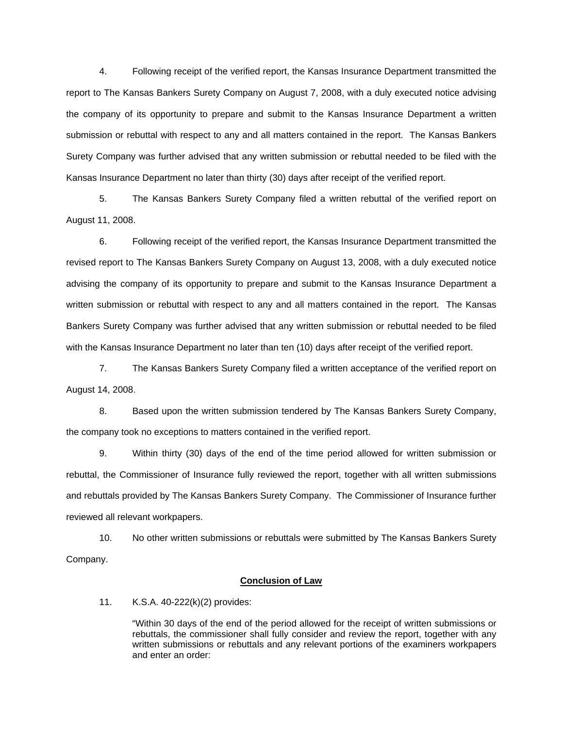4. Following receipt of the verified report, the Kansas Insurance Department transmitted the report to The Kansas Bankers Surety Company on August 7, 2008, with a duly executed notice advising the company of its opportunity to prepare and submit to the Kansas Insurance Department a written submission or rebuttal with respect to any and all matters contained in the report. The Kansas Bankers Surety Company was further advised that any written submission or rebuttal needed to be filed with the Kansas Insurance Department no later than thirty (30) days after receipt of the verified report.

5. The Kansas Bankers Surety Company filed a written rebuttal of the verified report on August 11, 2008.

6. Following receipt of the verified report, the Kansas Insurance Department transmitted the revised report to The Kansas Bankers Surety Company on August 13, 2008, with a duly executed notice advising the company of its opportunity to prepare and submit to the Kansas Insurance Department a written submission or rebuttal with respect to any and all matters contained in the report. The Kansas Bankers Surety Company was further advised that any written submission or rebuttal needed to be filed with the Kansas Insurance Department no later than ten (10) days after receipt of the verified report.

7. The Kansas Bankers Surety Company filed a written acceptance of the verified report on August 14, 2008.

8. Based upon the written submission tendered by The Kansas Bankers Surety Company, the company took no exceptions to matters contained in the verified report.

9. Within thirty (30) days of the end of the time period allowed for written submission or rebuttal, the Commissioner of Insurance fully reviewed the report, together with all written submissions and rebuttals provided by The Kansas Bankers Surety Company. The Commissioner of Insurance further reviewed all relevant workpapers.

10. No other written submissions or rebuttals were submitted by The Kansas Bankers Surety Company.

## Conclusion of Law

11. K.S.A. 40-222(k)(2) provides:

> "Within 30 days of the end of the period allowed for the receipt of written submissions or rebuttals, the commissioner shall fully consider and review the report, together with any written submissions or rebuttals and any relevant portions of the examiners workpapers and enter an order: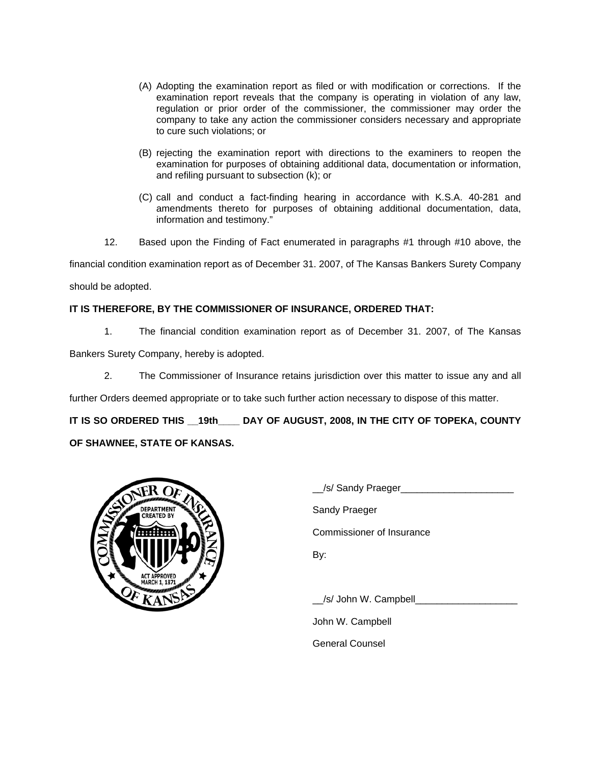(A) Adopting the examination report as filed or with modification or corrections. If the examination report reveals that the company is operating in violation of any law, regulation or prior order of the commissioner, the commissioner may order the company to take any action the commissioner considers necessary and appropriate to cure such violations; or

(B) rejecting the examination report with directions to the examiners to reopen the examination for purposes of obtaining additional data, documentation or information, and refiling pursuant to subsection (k); or

(C) call and conduct a fact-finding hearing in accordance with K.S.A. 40-281 and amendments thereto for purposes of obtaining additional documentation, data, information and testimony."

12. Based upon the Finding of Fact enumerated in paragraphs #1 through #10 above, the financial condition examination report as of December 31. 2007, of The Kansas Bankers Surety Company should be adopted.

**IT IS THEREFORE, BY THE COMMISSIONER OF INSURANCE, ORDERED THAT:**

1. The financial condition examination report as of December 31. 2007, of The Kansas Bankers Surety Company, hereby is adopted.

2. The Commissioner of Insurance retains jurisdiction over this matter to issue any and all further Orders deemed appropriate or to take such further action necessary to dispose of this matter.

**IT IS SO ORDERED THIS __19th____ DAY OF AUGUST, 2008, IN THE CITY OF TOPEKA, COUNTY OF SHAWNEE, STATE OF KANSAS.**

COMMISSIONER OF INSURANCE OF KANSAS
DEPARTMENT CREATED BY ACT APPROVED MARCH 1, 1871

__/s/ Sandy Praeger_____________________

Sandy Praeger

Commissioner of Insurance

By:

__/s/ John W. Campbell___________________

John W. Campbell

General Counsel